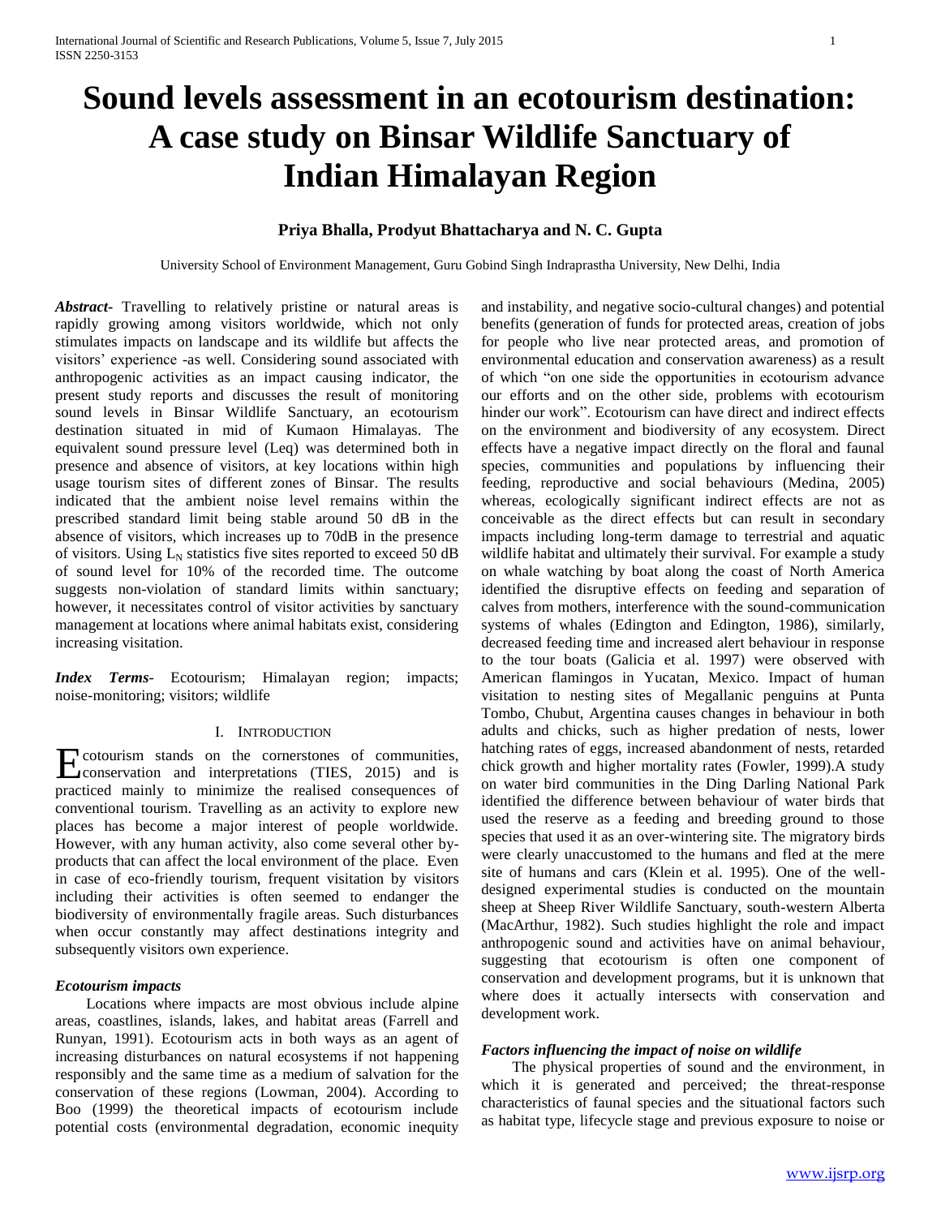# Sound levels assessment in an ecotourism destination: A case study on Binsar Wildlife Sanctuary of Indian Himalayan Region

**Priya Bhalla, Prodyut Bhattacharya and N. C. Gupta**

University School of Environment Management, Guru Gobind Singh Indraprastha University, New Delhi, India

***Abstract-*** Travelling to relatively pristine or natural areas is rapidly growing among visitors worldwide, which not only stimulates impacts on landscape and its wildlife but affects the visitors' experience -as well. Considering sound associated with anthropogenic activities as an impact causing indicator, the present study reports and discusses the result of monitoring sound levels in Binsar Wildlife Sanctuary, an ecotourism destination situated in mid of Kumaon Himalayas. The equivalent sound pressure level (Leq) was determined both in presence and absence of visitors, at key locations within high usage tourism sites of different zones of Binsar. The results indicated that the ambient noise level remains within the prescribed standard limit being stable around 50 dB in the absence of visitors, which increases up to 70dB in the presence of visitors. Using $L_N$ statistics five sites reported to exceed 50 dB of sound level for 10% of the recorded time. The outcome suggests non-violation of standard limits within sanctuary; however, it necessitates control of visitor activities by sanctuary management at locations where animal habitats exist, considering increasing visitation.

***Index Terms*-** Ecotourism; Himalayan region; impacts; noise-monitoring; visitors; wildlife

## I. Introduction

Ecotourism stands on the cornerstones of communities, conservation and interpretations (TIES, 2015) and is practiced mainly to minimize the realised consequences of conventional tourism. Travelling as an activity to explore new places has become a major interest of people worldwide. However, with any human activity, also come several other by-products that can affect the local environment of the place. Even in case of eco-friendly tourism, frequent visitation by visitors including their activities is often seemed to endanger the biodiversity of environmentally fragile areas. Such disturbances when occur constantly may affect destinations integrity and subsequently visitors own experience.

### *Ecotourism impacts*

Locations where impacts are most obvious include alpine areas, coastlines, islands, lakes, and habitat areas (Farrell and Runyan, 1991). Ecotourism acts in both ways as an agent of increasing disturbances on natural ecosystems if not happening responsibly and the same time as a medium of salvation for the conservation of these regions (Lowman, 2004). According to Boo (1999) the theoretical impacts of ecotourism include potential costs (environmental degradation, economic inequity and instability, and negative socio-cultural changes) and potential benefits (generation of funds for protected areas, creation of jobs for people who live near protected areas, and promotion of environmental education and conservation awareness) as a result of which "on one side the opportunities in ecotourism advance our efforts and on the other side, problems with ecotourism hinder our work". Ecotourism can have direct and indirect effects on the environment and biodiversity of any ecosystem. Direct effects have a negative impact directly on the floral and faunal species, communities and populations by influencing their feeding, reproductive and social behaviours (Medina, 2005) whereas, ecologically significant indirect effects are not as conceivable as the direct effects but can result in secondary impacts including long-term damage to terrestrial and aquatic wildlife habitat and ultimately their survival. For example a study on whale watching by boat along the coast of North America identified the disruptive effects on feeding and separation of calves from mothers, interference with the sound-communication systems of whales (Edington and Edington, 1986), similarly, decreased feeding time and increased alert behaviour in response to the tour boats (Galicia et al. 1997) were observed with American flamingos in Yucatan, Mexico. Impact of human visitation to nesting sites of Megallanic penguins at Punta Tombo, Chubut, Argentina causes changes in behaviour in both adults and chicks, such as higher predation of nests, lower hatching rates of eggs, increased abandonment of nests, retarded chick growth and higher mortality rates (Fowler, 1999).A study on water bird communities in the Ding Darling National Park identified the difference between behaviour of water birds that used the reserve as a feeding and breeding ground to those species that used it as an over-wintering site. The migratory birds were clearly unaccustomed to the humans and fled at the mere site of humans and cars (Klein et al. 1995). One of the well-designed experimental studies is conducted on the mountain sheep at Sheep River Wildlife Sanctuary, south-western Alberta (MacArthur, 1982). Such studies highlight the role and impact anthropogenic sound and activities have on animal behaviour, suggesting that ecotourism is often one component of conservation and development programs, but it is unknown that where does it actually intersects with conservation and development work.

### *Factors influencing the impact of noise on wildlife*

The physical properties of sound and the environment, in which it is generated and perceived; the threat-response characteristics of faunal species and the situational factors such as habitat type, lifecycle stage and previous exposure to noise or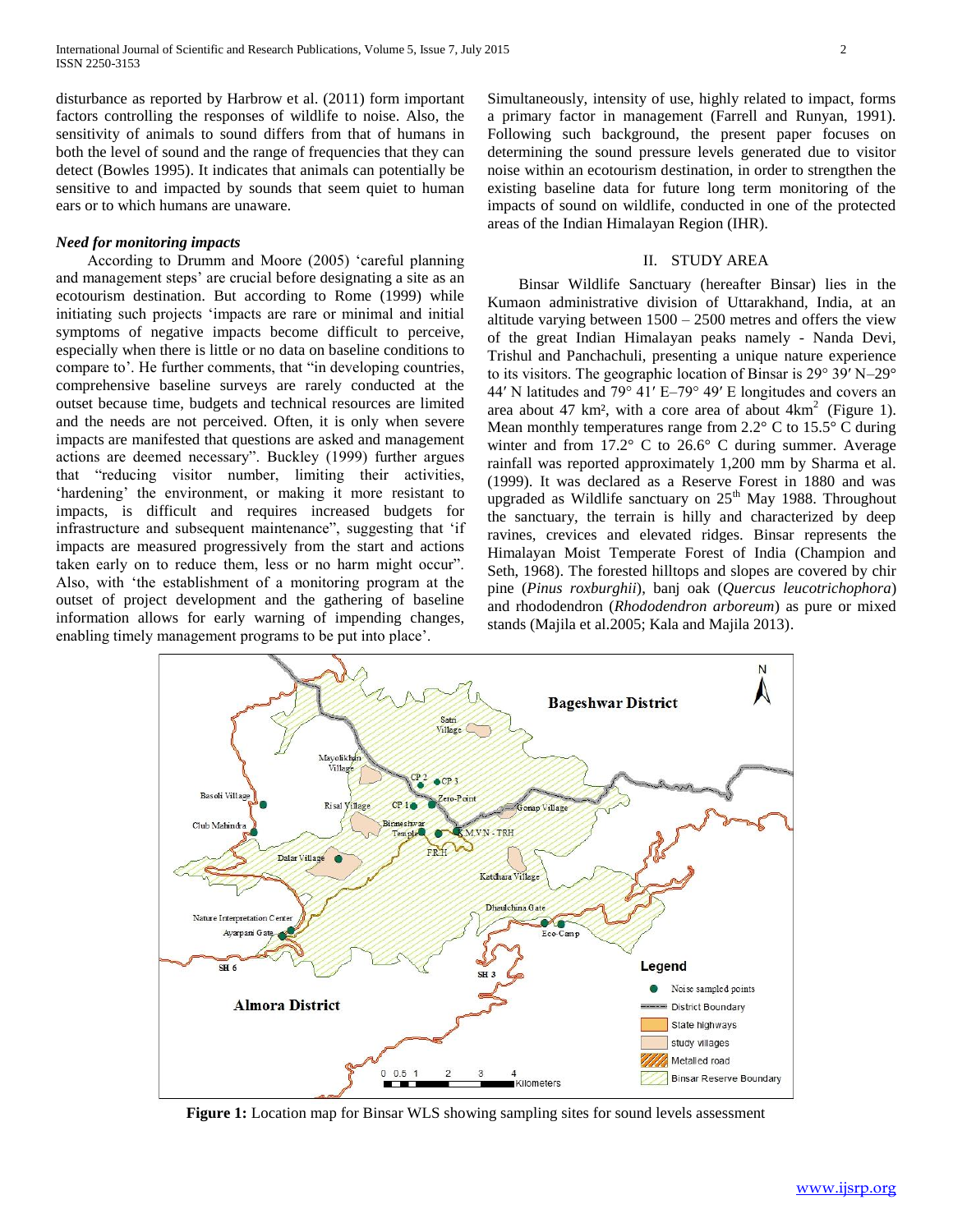disturbance as reported by Harbrow et al. (2011) form important factors controlling the responses of wildlife to noise. Also, the sensitivity of animals to sound differs from that of humans in both the level of sound and the range of frequencies that they can detect (Bowles 1995). It indicates that animals can potentially be sensitive to and impacted by sounds that seem quiet to human ears or to which humans are unaware.

### *Need for monitoring impacts*

According to Drumm and Moore (2005) 'careful planning and management steps' are crucial before designating a site as an ecotourism destination. But according to Rome (1999) while initiating such projects 'impacts are rare or minimal and initial symptoms of negative impacts become difficult to perceive, especially when there is little or no data on baseline conditions to compare to'. He further comments, that "in developing countries, comprehensive baseline surveys are rarely conducted at the outset because time, budgets and technical resources are limited and the needs are not perceived. Often, it is only when severe impacts are manifested that questions are asked and management actions are deemed necessary". Buckley (1999) further argues that "reducing visitor number, limiting their activities, 'hardening' the environment, or making it more resistant to impacts, is difficult and requires increased budgets for infrastructure and subsequent maintenance", suggesting that 'if impacts are measured progressively from the start and actions taken early on to reduce them, less or no harm might occur". Also, with 'the establishment of a monitoring program at the outset of project development and the gathering of baseline information allows for early warning of impending changes, enabling timely management programs to be put into place'.

Simultaneously, intensity of use, highly related to impact, forms a primary factor in management (Farrell and Runyan, 1991). Following such background, the present paper focuses on determining the sound pressure levels generated due to visitor noise within an ecotourism destination, in order to strengthen the existing baseline data for future long term monitoring of the impacts of sound on wildlife, conducted in one of the protected areas of the Indian Himalayan Region (IHR).

## II. STUDY AREA

Binsar Wildlife Sanctuary (hereafter Binsar) lies in the Kumaon administrative division of Uttarakhand, India, at an altitude varying between 1500 – 2500 metres and offers the view of the great Indian Himalayan peaks namely - Nanda Devi, Trishul and Panchachuli, presenting a unique nature experience to its visitors. The geographic location of Binsar is 29° 39′ N–29° 44′ N latitudes and 79° 41′ E–79° 49′ E longitudes and covers an area about 47 km², with a core area of about 4km² (Figure 1). Mean monthly temperatures range from 2.2° C to 15.5° C during winter and from 17.2° C to 26.6° C during summer. Average rainfall was reported approximately 1,200 mm by Sharma et al. (1999). It was declared as a Reserve Forest in 1880 and was upgraded as Wildlife sanctuary on 25th May 1988. Throughout the sanctuary, the terrain is hilly and characterized by deep ravines, crevices and elevated ridges. Binsar represents the Himalayan Moist Temperate Forest of India (Champion and Seth, 1968). The forested hilltops and slopes are covered by chir pine (*Pinus roxburghii*), banj oak (*Quercus leucotrichophora*) and rhododendron (*Rhododendron arboreum*) as pure or mixed stands (Majila et al.2005; Kala and Majila 2013).

**Figure 1:** Location map for Binsar WLS showing sampling sites for sound levels assessment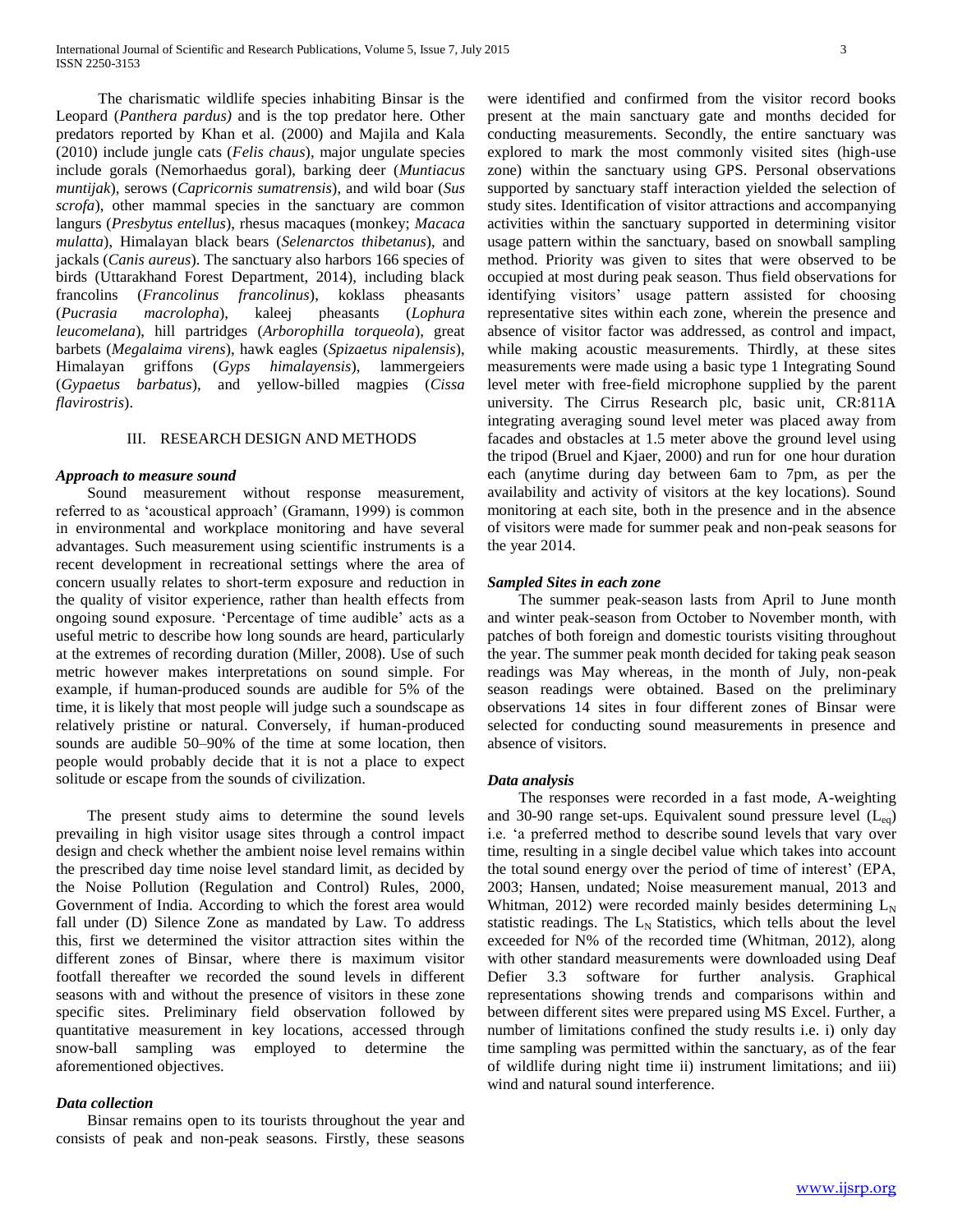The charismatic wildlife species inhabiting Binsar is the Leopard (*Panthera pardus)* and is the top predator here. Other predators reported by Khan et al. (2000) and Majila and Kala (2010) include jungle cats (*Felis chaus*), major ungulate species include gorals (Nemorhaedus goral), barking deer (*Muntiacus muntijak*), serows (*Capricornis sumatrensis*), and wild boar (*Sus scrofa*), other mammal species in the sanctuary are common langurs (*Presbytus entellus*), rhesus macaques (monkey; *Macaca mulatta*), Himalayan black bears (*Selenarctos thibetanus*), and jackals (*Canis aureus*). The sanctuary also harbors 166 species of birds (Uttarakhand Forest Department, 2014), including black francolins (*Francolinus francolinus*), koklass pheasants (*Pucrasia macrolopha*), kaleej pheasants (*Lophura leucomelana*), hill partridges (*Arborophilla torqueola*), great barbets (*Megalaima virens*), hawk eagles (*Spizaetus nipalensis*), Himalayan griffons (*Gyps himalayensis*), lammergeiers (*Gypaetus barbatus*), and yellow-billed magpies (*Cissa flavirostris*).

## III. RESEARCH DESIGN AND METHODS

### *Approach to measure sound*

Sound measurement without response measurement, referred to as 'acoustical approach' (Gramann, 1999) is common in environmental and workplace monitoring and have several advantages. Such measurement using scientific instruments is a recent development in recreational settings where the area of concern usually relates to short-term exposure and reduction in the quality of visitor experience, rather than health effects from ongoing sound exposure. 'Percentage of time audible' acts as a useful metric to describe how long sounds are heard, particularly at the extremes of recording duration (Miller, 2008). Use of such metric however makes interpretations on sound simple. For example, if human-produced sounds are audible for 5% of the time, it is likely that most people will judge such a soundscape as relatively pristine or natural. Conversely, if human-produced sounds are audible 50–90% of the time at some location, then people would probably decide that it is not a place to expect solitude or escape from the sounds of civilization.

The present study aims to determine the sound levels prevailing in high visitor usage sites through a control impact design and check whether the ambient noise level remains within the prescribed day time noise level standard limit, as decided by the Noise Pollution (Regulation and Control) Rules, 2000, Government of India. According to which the forest area would fall under (D) Silence Zone as mandated by Law. To address this, first we determined the visitor attraction sites within the different zones of Binsar, where there is maximum visitor footfall thereafter we recorded the sound levels in different seasons with and without the presence of visitors in these zone specific sites. Preliminary field observation followed by quantitative measurement in key locations, accessed through snow-ball sampling was employed to determine the aforementioned objectives.

### *Data collection*

Binsar remains open to its tourists throughout the year and consists of peak and non-peak seasons. Firstly, these seasons were identified and confirmed from the visitor record books present at the main sanctuary gate and months decided for conducting measurements. Secondly, the entire sanctuary was explored to mark the most commonly visited sites (high-use zone) within the sanctuary using GPS. Personal observations supported by sanctuary staff interaction yielded the selection of study sites. Identification of visitor attractions and accompanying activities within the sanctuary supported in determining visitor usage pattern within the sanctuary, based on snowball sampling method. Priority was given to sites that were observed to be occupied at most during peak season. Thus field observations for identifying visitors' usage pattern assisted for choosing representative sites within each zone, wherein the presence and absence of visitor factor was addressed, as control and impact, while making acoustic measurements. Thirdly, at these sites measurements were made using a basic type 1 Integrating Sound level meter with free-field microphone supplied by the parent university. The Cirrus Research plc, basic unit, CR:811A integrating averaging sound level meter was placed away from facades and obstacles at 1.5 meter above the ground level using the tripod (Bruel and Kjaer, 2000) and run for one hour duration each (anytime during day between 6am to 7pm, as per the availability and activity of visitors at the key locations). Sound monitoring at each site, both in the presence and in the absence of visitors were made for summer peak and non-peak seasons for the year 2014.

### *Sampled Sites in each zone*

The summer peak-season lasts from April to June month and winter peak-season from October to November month, with patches of both foreign and domestic tourists visiting throughout the year. The summer peak month decided for taking peak season readings was May whereas, in the month of July, non-peak season readings were obtained. Based on the preliminary observations 14 sites in four different zones of Binsar were selected for conducting sound measurements in presence and absence of visitors.

### *Data analysis*

The responses were recorded in a fast mode, A-weighting and 30-90 range set-ups. Equivalent sound pressure level ($L_{eq}$) i.e. 'a preferred method to describe sound levels that vary over time, resulting in a single decibel value which takes into account the total sound energy over the period of time of interest' (EPA, 2003; Hansen, undated; Noise measurement manual, 2013 and Whitman, 2012) were recorded mainly besides determining $L_N$ statistic readings. The $L_N$ Statistics, which tells about the level exceeded for N% of the recorded time (Whitman, 2012), along with other standard measurements were downloaded using Deaf Defier 3.3 software for further analysis. Graphical representations showing trends and comparisons within and between different sites were prepared using MS Excel. Further, a number of limitations confined the study results i.e. i) only day time sampling was permitted within the sanctuary, as of the fear of wildlife during night time ii) instrument limitations; and iii) wind and natural sound interference.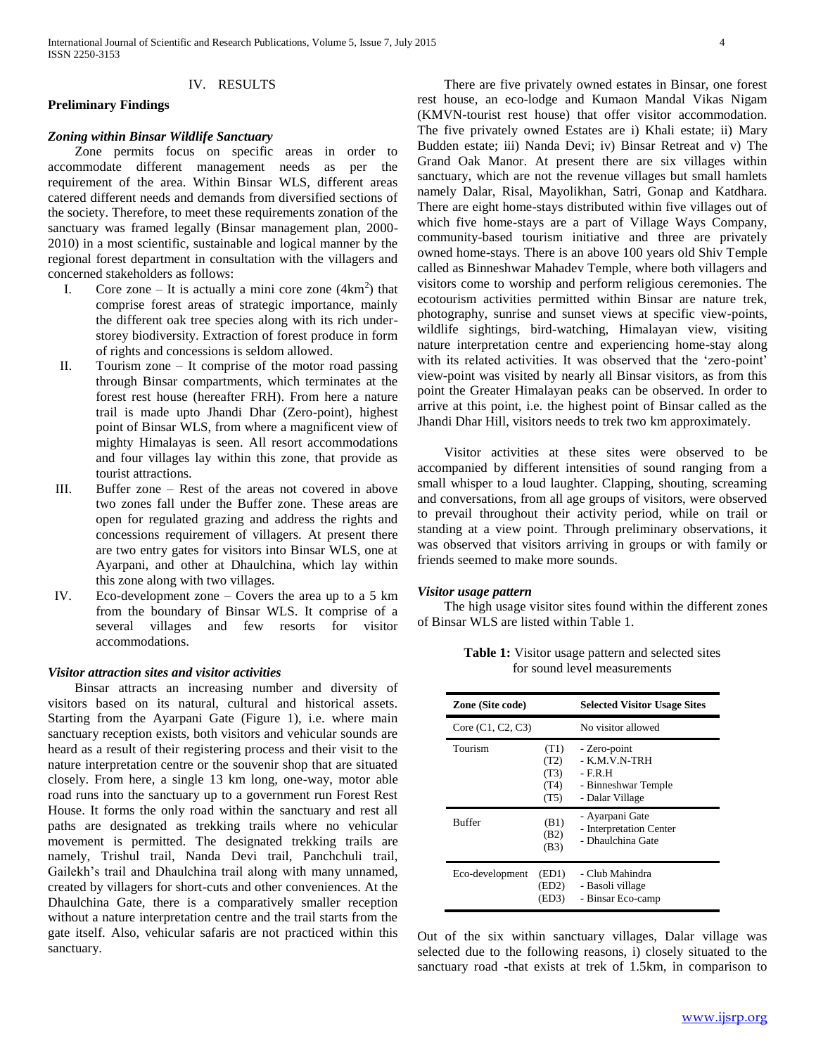## IV. RESULTS

### Preliminary Findings

#### *Zoning within Binsar Wildlife Sanctuary*

Zone permits focus on specific areas in order to accommodate different management needs as per the requirement of the area. Within Binsar WLS, different areas catered different needs and demands from diversified sections of the society. Therefore, to meet these requirements zonation of the sanctuary was framed legally (Binsar management plan, 2000-2010) in a most scientific, sustainable and logical manner by the regional forest department in consultation with the villagers and concerned stakeholders as follows:

I. Core zone – It is actually a mini core zone (4km$^2$) that comprise forest areas of strategic importance, mainly the different oak tree species along with its rich under-storey biodiversity. Extraction of forest produce in form of rights and concessions is seldom allowed.

II. Tourism zone – It comprise of the motor road passing through Binsar compartments, which terminates at the forest rest house (hereafter FRH). From here a nature trail is made upto Jhandi Dhar (Zero-point), highest point of Binsar WLS, from where a magnificent view of mighty Himalayas is seen. All resort accommodations and four villages lay within this zone, that provide as tourist attractions.

III. Buffer zone – Rest of the areas not covered in above two zones fall under the Buffer zone. These areas are open for regulated grazing and address the rights and concessions requirement of villagers. At present there are two entry gates for visitors into Binsar WLS, one at Ayarpani, and other at Dhaulchina, which lay within this zone along with two villages.

IV. Eco-development zone – Covers the area up to a 5 km from the boundary of Binsar WLS. It comprise of a several villages and few resorts for visitor accommodations.

#### *Visitor attraction sites and visitor activities*

Binsar attracts an increasing number and diversity of visitors based on its natural, cultural and historical assets. Starting from the Ayarpani Gate (Figure 1), i.e. where main sanctuary reception exists, both visitors and vehicular sounds are heard as a result of their registering process and their visit to the nature interpretation centre or the souvenir shop that are situated closely. From here, a single 13 km long, one-way, motor able road runs into the sanctuary up to a government run Forest Rest House. It forms the only road within the sanctuary and rest all paths are designated as trekking trails where no vehicular movement is permitted. The designated trekking trails are namely, Trishul trail, Nanda Devi trail, Panchchuli trail, Gailekh's trail and Dhaulchina trail along with many unnamed, created by villagers for short-cuts and other conveniences. At the Dhaulchina Gate, there is a comparatively smaller reception without a nature interpretation centre and the trail starts from the gate itself. Also, vehicular safaris are not practiced within this sanctuary.

There are five privately owned estates in Binsar, one forest rest house, an eco-lodge and Kumaon Mandal Vikas Nigam (KMVN-tourist rest house) that offer visitor accommodation. The five privately owned Estates are i) Khali estate; ii) Mary Budden estate; iii) Nanda Devi; iv) Binsar Retreat and v) The Grand Oak Manor. At present there are six villages within sanctuary, which are not the revenue villages but small hamlets namely Dalar, Risal, Mayolikhan, Satri, Gonap and Katdhara. There are eight home-stays distributed within five villages out of which five home-stays are a part of Village Ways Company, community-based tourism initiative and three are privately owned home-stays. There is an above 100 years old Shiv Temple called as Binneshwar Mahadev Temple, where both villagers and visitors come to worship and perform religious ceremonies. The ecotourism activities permitted within Binsar are nature trek, photography, sunrise and sunset views at specific view-points, wildlife sightings, bird-watching, Himalayan view, visiting nature interpretation centre and experiencing home-stay along with its related activities. It was observed that the 'zero-point' view-point was visited by nearly all Binsar visitors, as from this point the Greater Himalayan peaks can be observed. In order to arrive at this point, i.e. the highest point of Binsar called as the Jhandi Dhar Hill, visitors needs to trek two km approximately.

Visitor activities at these sites were observed to be accompanied by different intensities of sound ranging from a small whisper to a loud laughter. Clapping, shouting, screaming and conversations, from all age groups of visitors, were observed to prevail throughout their activity period, while on trail or standing at a view point. Through preliminary observations, it was observed that visitors arriving in groups or with family or friends seemed to make more sounds.

#### *Visitor usage pattern*

The high usage visitor sites found within the different zones of Binsar WLS are listed within Table 1.

**Table 1:** Visitor usage pattern and selected sites for sound level measurements

| Zone (Site code) | | Selected Visitor Usage Sites |
|---|---|---|
| Core (C1, C2, C3) | | No visitor allowed |
| Tourism | (T1)<br>(T2)<br>(T3)<br>(T4)<br>(T5) | - Zero-point<br>- K.M.V.N-TRH<br>- F.R.H<br>- Binneshwar Temple<br>- Dalar Village |
| Buffer | (B1)<br>(B2)<br>(B3) | - Ayarpani Gate<br>- Interpretation Center<br>- Dhaulchina Gate |
| Eco-development | (ED1)<br>(ED2)<br>(ED3) | - Club Mahindra<br>- Basoli village<br>- Binsar Eco-camp |

Out of the six within sanctuary villages, Dalar village was selected due to the following reasons, i) closely situated to the sanctuary road -that exists at trek of 1.5km, in comparison to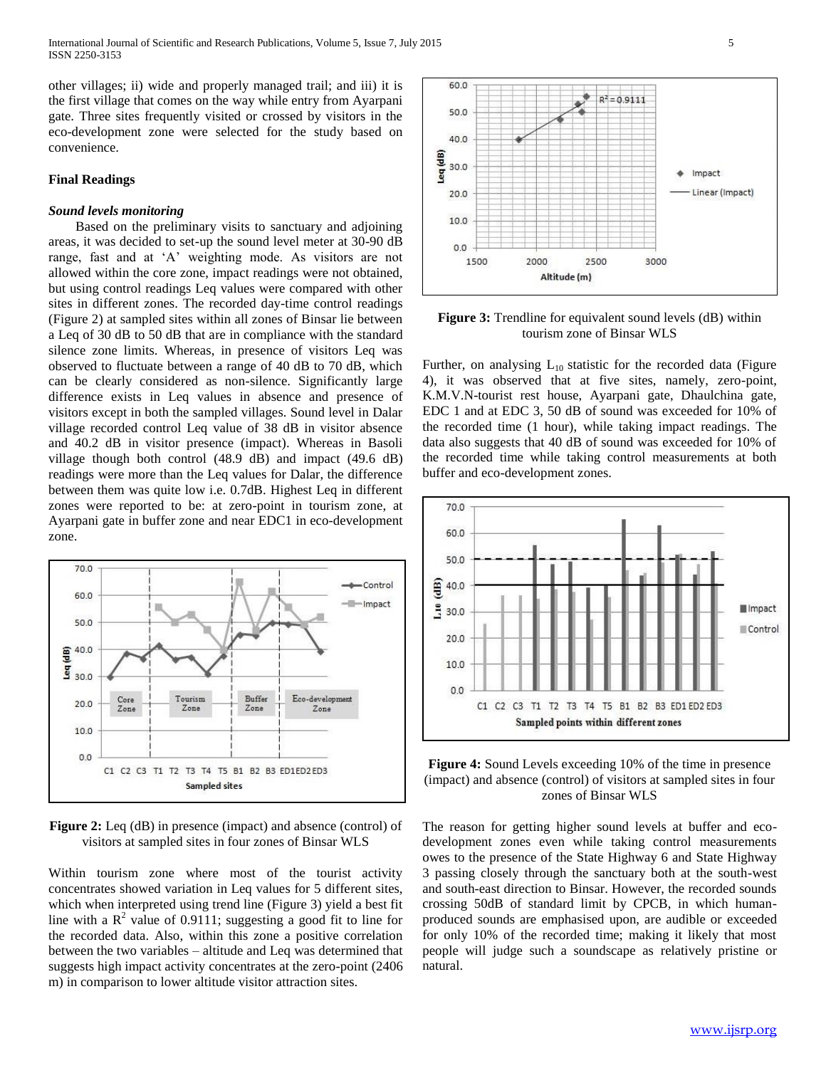other villages; ii) wide and properly managed trail; and iii) it is the first village that comes on the way while entry from Ayarpani gate. Three sites frequently visited or crossed by visitors in the eco-development zone were selected for the study based on convenience.

### Final Readings

#### *Sound levels monitoring*

Based on the preliminary visits to sanctuary and adjoining areas, it was decided to set-up the sound level meter at 30-90 dB range, fast and at 'A' weighting mode. As visitors are not allowed within the core zone, impact readings were not obtained, but using control readings Leq values were compared with other sites in different zones. The recorded day-time control readings (Figure 2) at sampled sites within all zones of Binsar lie between a Leq of 30 dB to 50 dB that are in compliance with the standard silence zone limits. Whereas, in presence of visitors Leq was observed to fluctuate between a range of 40 dB to 70 dB, which can be clearly considered as non-silence. Significantly large difference exists in Leq values in absence and presence of visitors except in both the sampled villages. Sound level in Dalar village recorded control Leq value of 38 dB in visitor absence and 40.2 dB in visitor presence (impact). Whereas in Basoli village though both control (48.9 dB) and impact (49.6 dB) readings were more than the Leq values for Dalar, the difference between them was quite low i.e. 0.7dB. Highest Leq in different zones were reported to be: at zero-point in tourism zone, at Ayarpani gate in buffer zone and near EDC1 in eco-development zone.

**Figure 2:** Leq (dB) in presence (impact) and absence (control) of visitors at sampled sites in four zones of Binsar WLS

Within tourism zone where most of the tourist activity concentrates showed variation in Leq values for 5 different sites, which when interpreted using trend line (Figure 3) yield a best fit line with a $R^2$ value of 0.9111; suggesting a good fit to line for the recorded data. Also, within this zone a positive correlation between the two variables – altitude and Leq was determined that suggests high impact activity concentrates at the zero-point (2406 m) in comparison to lower altitude visitor attraction sites.

**Figure 3:** Trendline for equivalent sound levels (dB) within tourism zone of Binsar WLS

Further, on analysing $L_{10}$ statistic for the recorded data (Figure 4), it was observed that at five sites, namely, zero-point, K.M.V.N-tourist rest house, Ayarpani gate, Dhaulchina gate, EDC 1 and at EDC 3, 50 dB of sound was exceeded for 10% of the recorded time (1 hour), while taking impact readings. The data also suggests that 40 dB of sound was exceeded for 10% of the recorded time while taking control measurements at both buffer and eco-development zones.

**Figure 4:** Sound Levels exceeding 10% of the time in presence (impact) and absence (control) of visitors at sampled sites in four zones of Binsar WLS

The reason for getting higher sound levels at buffer and eco-development zones even while taking control measurements owes to the presence of the State Highway 6 and State Highway 3 passing closely through the sanctuary both at the south-west and south-east direction to Binsar. However, the recorded sounds crossing 50dB of standard limit by CPCB, in which human-produced sounds are emphasised upon, are audible or exceeded for only 10% of the recorded time; making it likely that most people will judge such a soundscape as relatively pristine or natural.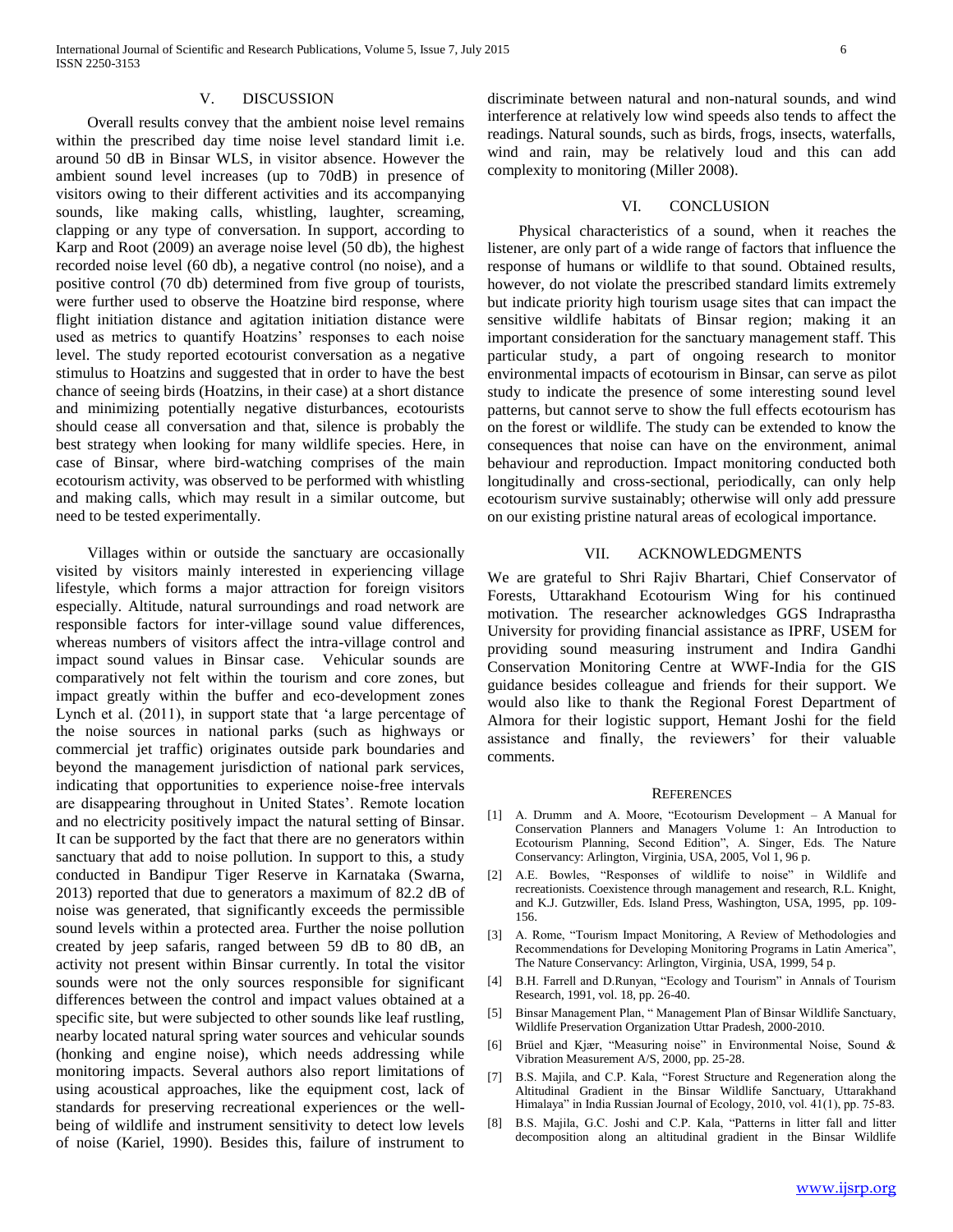## V. DISCUSSION

Overall results convey that the ambient noise level remains within the prescribed day time noise level standard limit i.e. around 50 dB in Binsar WLS, in visitor absence. However the ambient sound level increases (up to 70dB) in presence of visitors owing to their different activities and its accompanying sounds, like making calls, whistling, laughter, screaming, clapping or any type of conversation. In support, according to Karp and Root (2009) an average noise level (50 db), the highest recorded noise level (60 db), a negative control (no noise), and a positive control (70 db) determined from five group of tourists, were further used to observe the Hoatzine bird response, where flight initiation distance and agitation initiation distance were used as metrics to quantify Hoatzins' responses to each noise level. The study reported ecotourist conversation as a negative stimulus to Hoatzins and suggested that in order to have the best chance of seeing birds (Hoatzins, in their case) at a short distance and minimizing potentially negative disturbances, ecotourists should cease all conversation and that, silence is probably the best strategy when looking for many wildlife species. Here, in case of Binsar, where bird-watching comprises of the main ecotourism activity, was observed to be performed with whistling and making calls, which may result in a similar outcome, but need to be tested experimentally.

Villages within or outside the sanctuary are occasionally visited by visitors mainly interested in experiencing village lifestyle, which forms a major attraction for foreign visitors especially. Altitude, natural surroundings and road network are responsible factors for inter-village sound value differences, whereas numbers of visitors affect the intra-village control and impact sound values in Binsar case. Vehicular sounds are comparatively not felt within the tourism and core zones, but impact greatly within the buffer and eco-development zones Lynch et al. (2011), in support state that 'a large percentage of the noise sources in national parks (such as highways or commercial jet traffic) originates outside park boundaries and beyond the management jurisdiction of national park services, indicating that opportunities to experience noise-free intervals are disappearing throughout in United States'. Remote location and no electricity positively impact the natural setting of Binsar. It can be supported by the fact that there are no generators within sanctuary that add to noise pollution. In support to this, a study conducted in Bandipur Tiger Reserve in Karnataka (Swarna, 2013) reported that due to generators a maximum of 82.2 dB of noise was generated, that significantly exceeds the permissible sound levels within a protected area. Further the noise pollution created by jeep safaris, ranged between 59 dB to 80 dB, an activity not present within Binsar currently. In total the visitor sounds were not the only sources responsible for significant differences between the control and impact values obtained at a specific site, but were subjected to other sounds like leaf rustling, nearby located natural spring water sources and vehicular sounds (honking and engine noise), which needs addressing while monitoring impacts. Several authors also report limitations of using acoustical approaches, like the equipment cost, lack of standards for preserving recreational experiences or the well-being of wildlife and instrument sensitivity to detect low levels of noise (Kariel, 1990). Besides this, failure of instrument to discriminate between natural and non-natural sounds, and wind interference at relatively low wind speeds also tends to affect the readings. Natural sounds, such as birds, frogs, insects, waterfalls, wind and rain, may be relatively loud and this can add complexity to monitoring (Miller 2008).

## VI. CONCLUSION

Physical characteristics of a sound, when it reaches the listener, are only part of a wide range of factors that influence the response of humans or wildlife to that sound. Obtained results, however, do not violate the prescribed standard limits extremely but indicate priority high tourism usage sites that can impact the sensitive wildlife habitats of Binsar region; making it an important consideration for the sanctuary management staff. This particular study, a part of ongoing research to monitor environmental impacts of ecotourism in Binsar, can serve as pilot study to indicate the presence of some interesting sound level patterns, but cannot serve to show the full effects ecotourism has on the forest or wildlife. The study can be extended to know the consequences that noise can have on the environment, animal behaviour and reproduction. Impact monitoring conducted both longitudinally and cross-sectional, periodically, can only help ecotourism survive sustainably; otherwise will only add pressure on our existing pristine natural areas of ecological importance.

## VII. ACKNOWLEDGMENTS

We are grateful to Shri Rajiv Bhartari, Chief Conservator of Forests, Uttarakhand Ecotourism Wing for his continued motivation. The researcher acknowledges GGS Indraprastha University for providing financial assistance as IPRF, USEM for providing sound measuring instrument and Indira Gandhi Conservation Monitoring Centre at WWF-India for the GIS guidance besides colleague and friends for their support. We would also like to thank the Regional Forest Department of Almora for their logistic support, Hemant Joshi for the field assistance and finally, the reviewers' for their valuable comments.

## REFERENCES

[1] A. Drumm and A. Moore, "Ecotourism Development – A Manual for Conservation Planners and Managers Volume 1: An Introduction to Ecotourism Planning, Second Edition", A. Singer, Eds. The Nature Conservancy: Arlington, Virginia, USA, 2005, Vol 1, 96 p.

[2] A.E. Bowles, "Responses of wildlife to noise" in Wildlife and recreationists. Coexistence through management and research, R.L. Knight, and K.J. Gutzwiller, Eds. Island Press, Washington, USA, 1995, pp. 109-156.

[3] A. Rome, "Tourism Impact Monitoring, A Review of Methodologies and Recommendations for Developing Monitoring Programs in Latin America", The Nature Conservancy: Arlington, Virginia, USA, 1999, 54 p.

[4] B.H. Farrell and D.Runyan, "Ecology and Tourism" in Annals of Tourism Research, 1991, vol. 18, pp. 26-40.

[5] Binsar Management Plan, " Management Plan of Binsar Wildlife Sanctuary, Wildlife Preservation Organization Uttar Pradesh, 2000-2010.

[6] Brüel and Kjær, "Measuring noise" in Environmental Noise, Sound & Vibration Measurement A/S, 2000, pp. 25-28.

[7] B.S. Majila, and C.P. Kala, "Forest Structure and Regeneration along the Altitudinal Gradient in the Binsar Wildlife Sanctuary, Uttarakhand Himalaya" in India Russian Journal of Ecology, 2010, vol. 41(1), pp. 75-83.

[8] B.S. Majila, G.C. Joshi and C.P. Kala, "Patterns in litter fall and litter decomposition along an altitudinal gradient in the Binsar Wildlife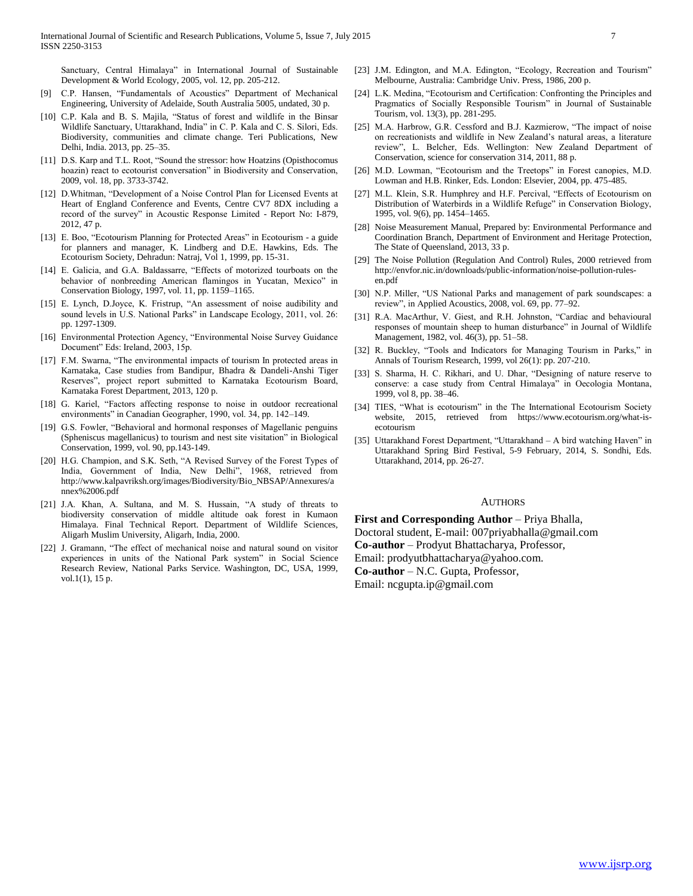Sanctuary, Central Himalaya" in International Journal of Sustainable Development & World Ecology, 2005, vol. 12, pp. 205-212.

[9] C.P. Hansen, "Fundamentals of Acoustics" Department of Mechanical Engineering, University of Adelaide, South Australia 5005, undated, 30 p.

[10] C.P. Kala and B. S. Majila, "Status of forest and wildlife in the Binsar Wildlife Sanctuary, Uttarakhand, India" in C. P. Kala and C. S. Silori, Eds. Biodiversity, communities and climate change. Teri Publications, New Delhi, India. 2013, pp. 25–35.

[11] D.S. Karp and T.L. Root, "Sound the stressor: how Hoatzins (Opisthocomus hoazin) react to ecotourist conversation" in Biodiversity and Conservation, 2009, vol. 18, pp. 3733-3742.

[12] D.Whitman, "Development of a Noise Control Plan for Licensed Events at Heart of England Conference and Events, Centre CV7 8DX including a record of the survey" in Acoustic Response Limited - Report No: I-879, 2012, 47 p.

[13] E. Boo, "Ecotourism Planning for Protected Areas" in Ecotourism - a guide for planners and manager, K. Lindberg and D.E. Hawkins, Eds. The Ecotourism Society, Dehradun: Natraj, Vol 1, 1999, pp. 15-31.

[14] E. Galicia, and G.A. Baldassarre, "Effects of motorized tourboats on the behavior of nonbreeding American flamingos in Yucatan, Mexico" in Conservation Biology, 1997, vol. 11, pp. 1159–1165.

[15] E. Lynch, D.Joyce, K. Fristrup, "An assessment of noise audibility and sound levels in U.S. National Parks" in Landscape Ecology, 2011, vol. 26: pp. 1297-1309.

[16] Environmental Protection Agency, "Environmental Noise Survey Guidance Document" Eds: Ireland, 2003, 15p.

[17] F.M. Swarna, "The environmental impacts of tourism In protected areas in Karnataka, Case studies from Bandipur, Bhadra & Dandeli-Anshi Tiger Reserves", project report submitted to Karnataka Ecotourism Board, Karnataka Forest Department, 2013, 120 p.

[18] G. Kariel, "Factors affecting response to noise in outdoor recreational environments" in Canadian Geographer, 1990, vol. 34, pp. 142–149.

[19] G.S. Fowler, "Behavioral and hormonal responses of Magellanic penguins (Spheniscus magellanicus) to tourism and nest site visitation" in Biological Conservation, 1999, vol. 90, pp.143-149.

[20] H.G. Champion, and S.K. Seth, "A Revised Survey of the Forest Types of India, Government of India, New Delhi", 1968, retrieved from http://www.kalpavriksh.org/images/Biodiversity/Bio_NBSAP/Annexures/annex%2006.pdf

[21] J.A. Khan, A. Sultana, and M. S. Hussain, "A study of threats to biodiversity conservation of middle altitude oak forest in Kumaon Himalaya. Final Technical Report. Department of Wildlife Sciences, Aligarh Muslim University, Aligarh, India, 2000.

[22] J. Gramann, "The effect of mechanical noise and natural sound on visitor experiences in units of the National Park system" in Social Science Research Review, National Parks Service. Washington, DC, USA, 1999, vol.1(1), 15 p.

[23] J.M. Edington, and M.A. Edington, "Ecology, Recreation and Tourism" Melbourne, Australia: Cambridge Univ. Press, 1986, 200 p.

[24] L.K. Medina, "Ecotourism and Certification: Confronting the Principles and Pragmatics of Socially Responsible Tourism" in Journal of Sustainable Tourism, vol. 13(3), pp. 281-295.

[25] M.A. Harbrow, G.R. Cessford and B.J. Kazmierow, "The impact of noise on recreationists and wildlife in New Zealand's natural areas, a literature review", L. Belcher, Eds. Wellington: New Zealand Department of Conservation, science for conservation 314, 2011, 88 p.

[26] M.D. Lowman, "Ecotourism and the Treetops" in Forest canopies, M.D. Lowman and H.B. Rinker, Eds. London: Elsevier, 2004, pp. 475-485.

[27] M.L. Klein, S.R. Humphrey and H.F. Percival, "Effects of Ecotourism on Distribution of Waterbirds in a Wildlife Refuge" in Conservation Biology, 1995, vol. 9(6), pp. 1454–1465.

[28] Noise Measurement Manual, Prepared by: Environmental Performance and Coordination Branch, Department of Environment and Heritage Protection, The State of Queensland, 2013, 33 p.

[29] The Noise Pollution (Regulation And Control) Rules, 2000 retrieved from http://envfor.nic.in/downloads/public-information/noise-pollution-rules-en.pdf

[30] N.P. Miller, "US National Parks and management of park soundscapes: a review", in Applied Acoustics, 2008, vol. 69, pp. 77–92.

[31] R.A. MacArthur, V. Giest, and R.H. Johnston, "Cardiac and behavioural responses of mountain sheep to human disturbance" in Journal of Wildlife Management, 1982, vol. 46(3), pp. 51–58.

[32] R. Buckley, "Tools and Indicators for Managing Tourism in Parks," in Annals of Tourism Research, 1999, vol 26(1): pp. 207-210.

[33] S. Sharma, H. C. Rikhari, and U. Dhar, "Designing of nature reserve to conserve: a case study from Central Himalaya" in Oecologia Montana, 1999, vol 8, pp. 38–46.

[34] TIES, "What is ecotourism" in the The International Ecotourism Society website, 2015, retrieved from https://www.ecotourism.org/what-is-ecotourism

[35] Uttarakhand Forest Department, "Uttarakhand – A bird watching Haven" in Uttarakhand Spring Bird Festival, 5-9 February, 2014, S. Sondhi, Eds. Uttarakhand, 2014, pp. 26-27.

## AUTHORS

**First and Corresponding Author** – Priya Bhalla, Doctoral student, E-mail: 007priyabhalla@gmail.com

**Co-author** – Prodyut Bhattacharya, Professor, Email: prodyutbhattacharya@yahoo.com.

**Co-author** – N.C. Gupta, Professor, Email: ncgupta.ip@gmail.com